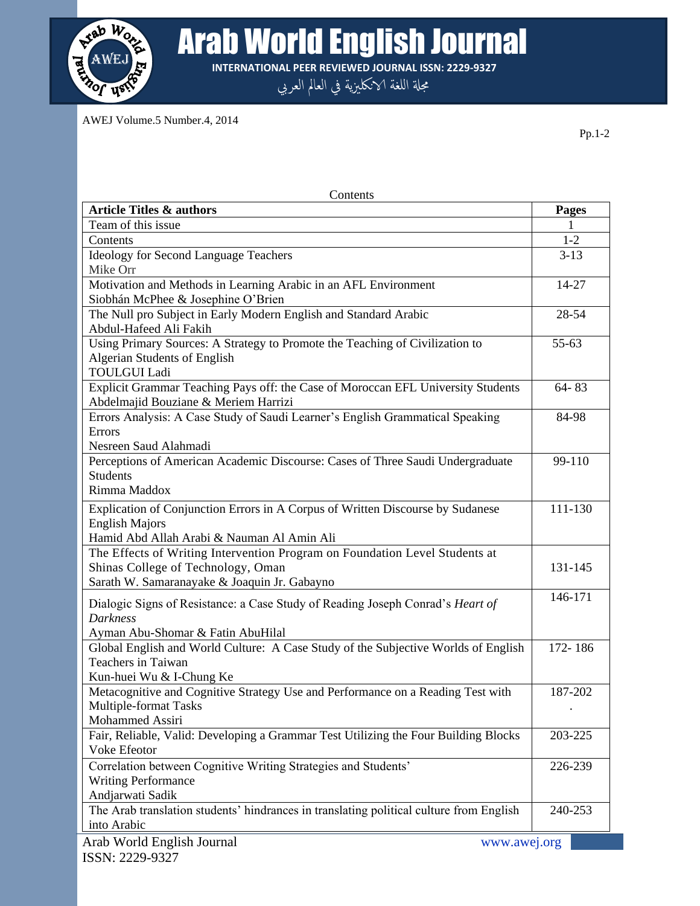Contents

| Article Titles & authors | Pages |
|---|---|
| Team of this issue | 1 |
| Contents | 1-2 |
| Ideology for Second Language Teachers<br>Mike Orr | 3-13 |
| Motivation and Methods in Learning Arabic in an AFL Environment<br>Siobhán McPhee & Josephine O'Brien | 14-27 |
| The Null pro Subject in Early Modern English and Standard Arabic<br>Abdul-Hafeed Ali Fakih | 28-54 |
| Using Primary Sources: A Strategy to Promote the Teaching of Civilization to Algerian Students of English<br>TOULGUI Ladi | 55-63 |
| Explicit Grammar Teaching Pays off: the Case of Moroccan EFL University Students<br>Abdelmajid Bouziane & Meriem Harrizi | 64- 83 |
| Errors Analysis: A Case Study of Saudi Learner's English Grammatical Speaking Errors<br>Nesreen Saud Alahmadi | 84-98 |
| Perceptions of American Academic Discourse: Cases of Three Saudi Undergraduate Students<br>Rimma Maddox | 99-110 |
| Explication of Conjunction Errors in A Corpus of Written Discourse by Sudanese English Majors<br>Hamid Abd Allah Arabi & Nauman Al Amin Ali | 111-130 |
| The Effects of Writing Intervention Program on Foundation Level Students at Shinas College of Technology, Oman<br>Sarath W. Samaranayake & Joaquin Jr. Gabayno | 131-145 |
| Dialogic Signs of Resistance: a Case Study of Reading Joseph Conrad's *Heart of Darkness*<br>Ayman Abu-Shomar & Fatin AbuHilal | 146-171 |
| Global English and World Culture: A Case Study of the Subjective Worlds of English Teachers in Taiwan<br>Kun-huei Wu & I-Chung Ke | 172- 186 |
| Metacognitive and Cognitive Strategy Use and Performance on a Reading Test with Multiple-format Tasks<br>Mohammed Assiri | 187-202<br>. |
| Fair, Reliable, Valid: Developing a Grammar Test Utilizing the Four Building Blocks<br>Voke Efeotor | 203-225 |
| Correlation between Cognitive Writing Strategies and Students' Writing Performance<br>Andjarwati Sadik | 226-239 |
| The Arab translation students' hindrances in translating political culture from English into Arabic | 240-253 |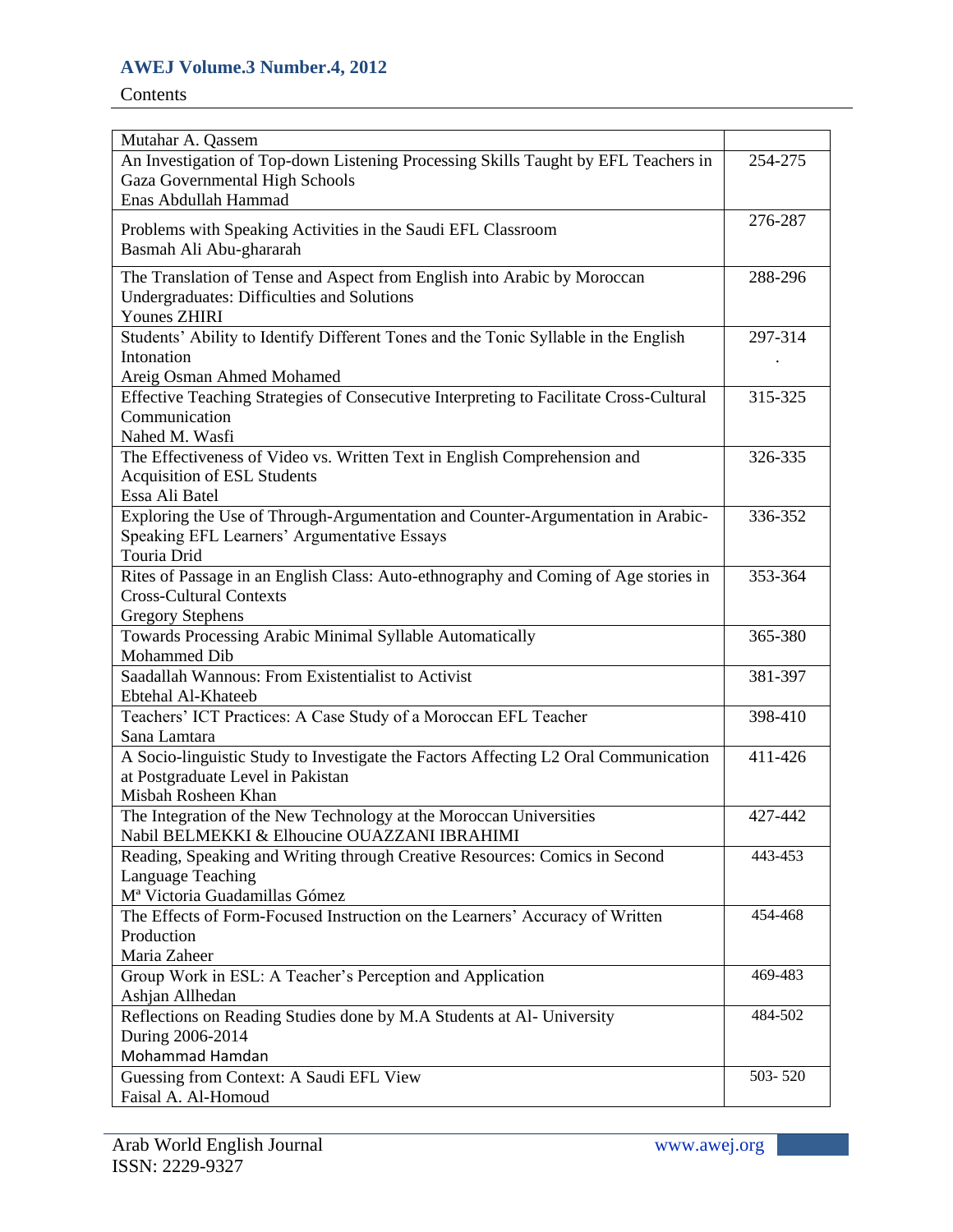Contents

| | |
|---|---|
| Mutahar A. Qassem | |
| An Investigation of Top-down Listening Processing Skills Taught by EFL Teachers in Gaza Governmental High Schools<br>Enas Abdullah Hammad | 254-275 |
| Problems with Speaking Activities in the Saudi EFL Classroom<br>Basmah Ali Abu-ghararah | 276-287 |
| The Translation of Tense and Aspect from English into Arabic by Moroccan Undergraduates: Difficulties and Solutions<br>Younes ZHIRI | 288-296 |
| Students' Ability to Identify Different Tones and the Tonic Syllable in the English Intonation<br>Areig Osman Ahmed Mohamed | 297-314<br>. |
| Effective Teaching Strategies of Consecutive Interpreting to Facilitate Cross-Cultural Communication<br>Nahed M. Wasfi | 315-325 |
| The Effectiveness of Video vs. Written Text in English Comprehension and Acquisition of ESL Students<br>Essa Ali Batel | 326-335 |
| Exploring the Use of Through-Argumentation and Counter-Argumentation in Arabic-Speaking EFL Learners' Argumentative Essays<br>Touria Drid | 336-352 |
| Rites of Passage in an English Class: Auto-ethnography and Coming of Age stories in Cross-Cultural Contexts<br>Gregory Stephens | 353-364 |
| Towards Processing Arabic Minimal Syllable Automatically<br>Mohammed Dib | 365-380 |
| Saadallah Wannous: From Existentialist to Activist<br>Ebtehal Al-Khateeb | 381-397 |
| Teachers' ICT Practices: A Case Study of a Moroccan EFL Teacher<br>Sana Lamtara | 398-410 |
| A Socio-linguistic Study to Investigate the Factors Affecting L2 Oral Communication at Postgraduate Level in Pakistan<br>Misbah Rosheen Khan | 411-426 |
| The Integration of the New Technology at the Moroccan Universities<br>Nabil BELMEKKI & Elhoucine OUAZZANI IBRAHIMI | 427-442 |
| Reading, Speaking and Writing through Creative Resources: Comics in Second Language Teaching<br>Mª Victoria Guadamillas Gómez | 443-453 |
| The Effects of Form-Focused Instruction on the Learners' Accuracy of Written Production<br>Maria Zaheer | 454-468 |
| Group Work in ESL: A Teacher's Perception and Application<br>Ashjan Allhedan | 469-483 |
| Reflections on Reading Studies done by M.A Students at Al- University During 2006-2014<br>Mohammad Hamdan | 484-502 |
| Guessing from Context: A Saudi EFL View<br>Faisal A. Al-Homoud | 503- 520 |